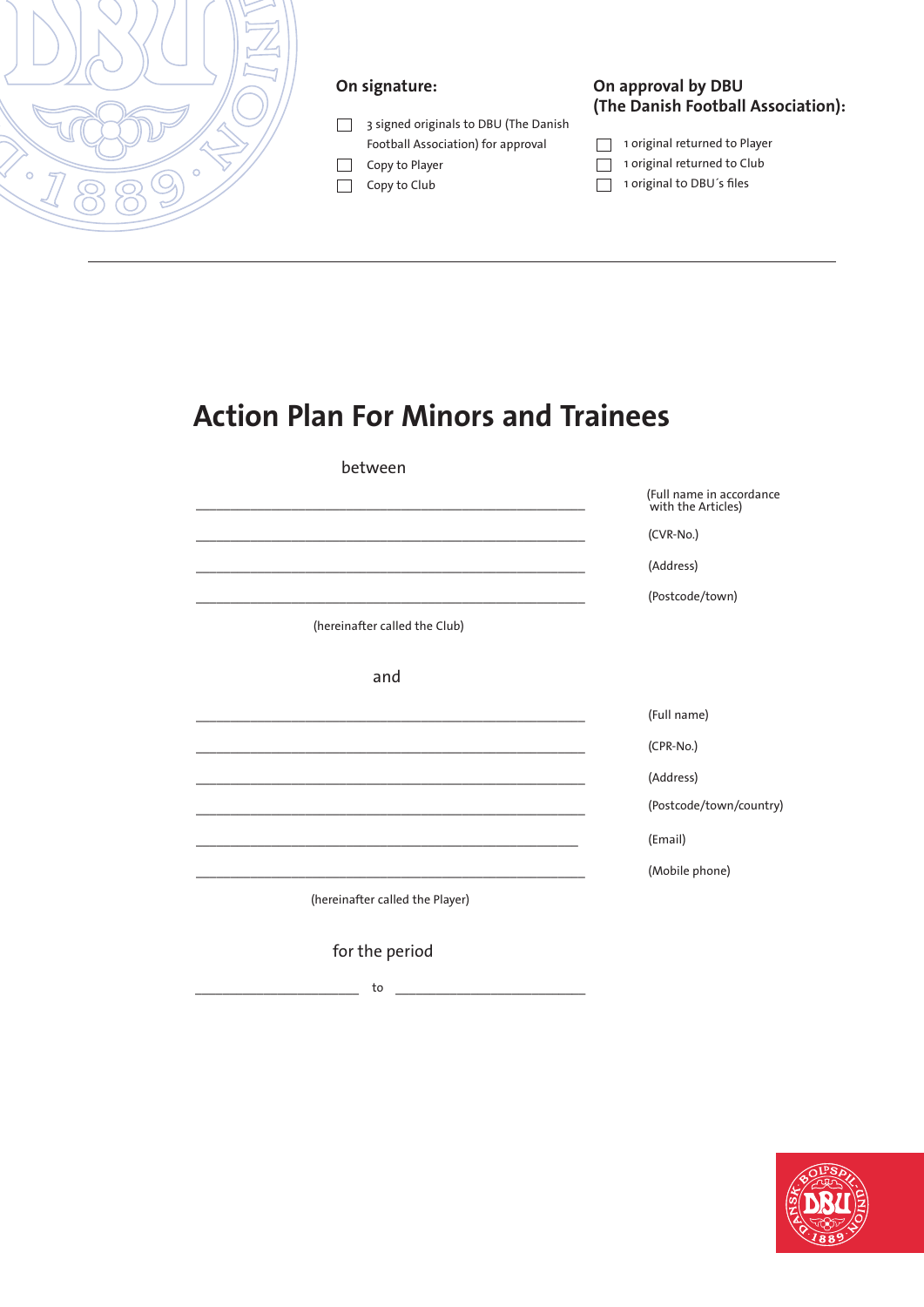**On signature:**

- ☐ 3 signed originals to DBU (The Danish Football Association) for approval
- ☐ Copy to Player
- ☐ Copy to Club

**On approval by DBU (The Danish Football Association):**

- ☐ 1 original returned to Player
- ☐ 1 original returned to Club
- ☐ 1 original to DBU´s files

---

# Action Plan For Minors and Trainees

between

_______________________________________________ (Full name in accordance with the Articles)

_______________________________________________ (CVR-No.)

_______________________________________________ (Address)

_______________________________________________ (Postcode/town)

(hereinafter called the Club)

and

_______________________________________________ (Full name)

_______________________________________________ (CPR-No.)

_______________________________________________ (Address)

_______________________________________________ (Postcode/town/country)

_______________________________________________ (Email)

_______________________________________________ (Mobile phone)

(hereinafter called the Player)

for the period

____________________ to ______________________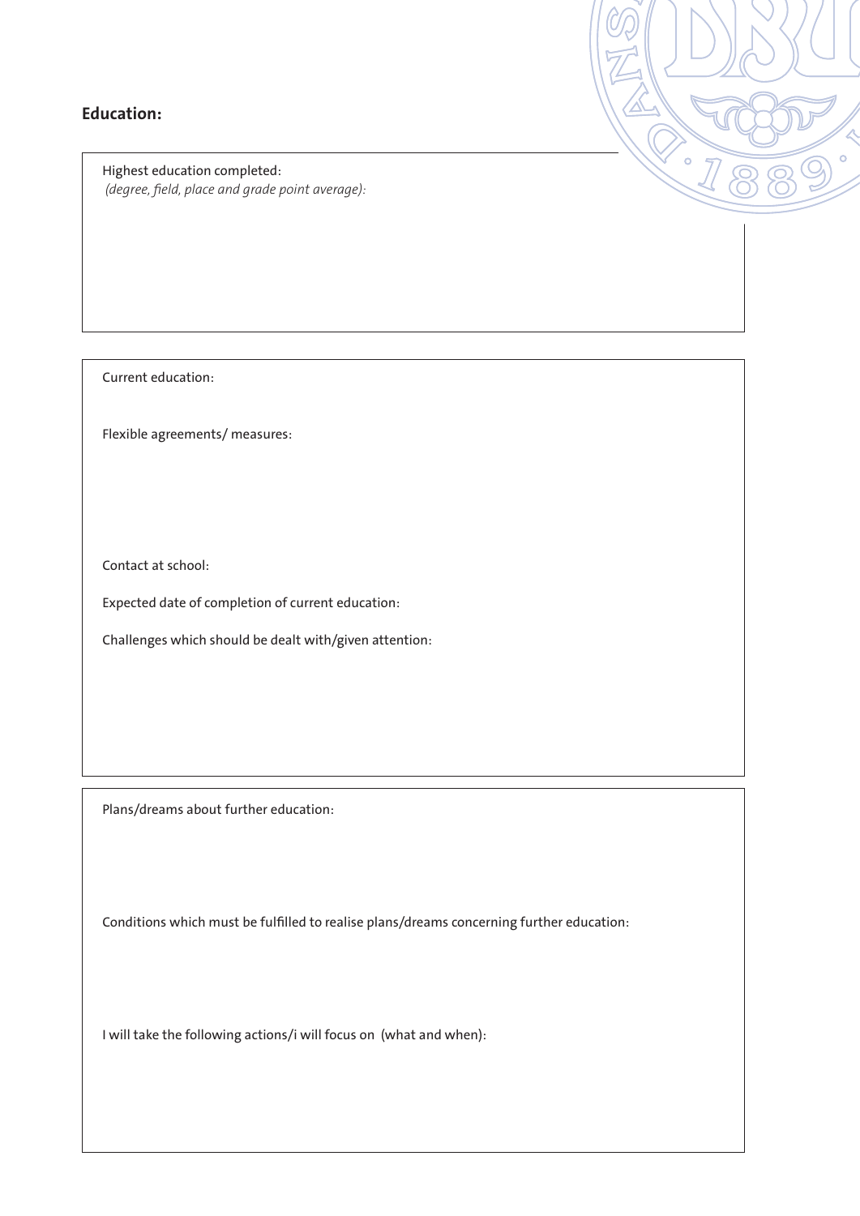## Education:

Highest education completed:
*(degree, field, place and grade point average):*

Current education:

Flexible agreements/ measures:

Contact at school:

Expected date of completion of current education:

Challenges which should be dealt with/given attention:

Plans/dreams about further education:

Conditions which must be fulfilled to realise plans/dreams concerning further education:

I will take the following actions/i will focus on (what and when):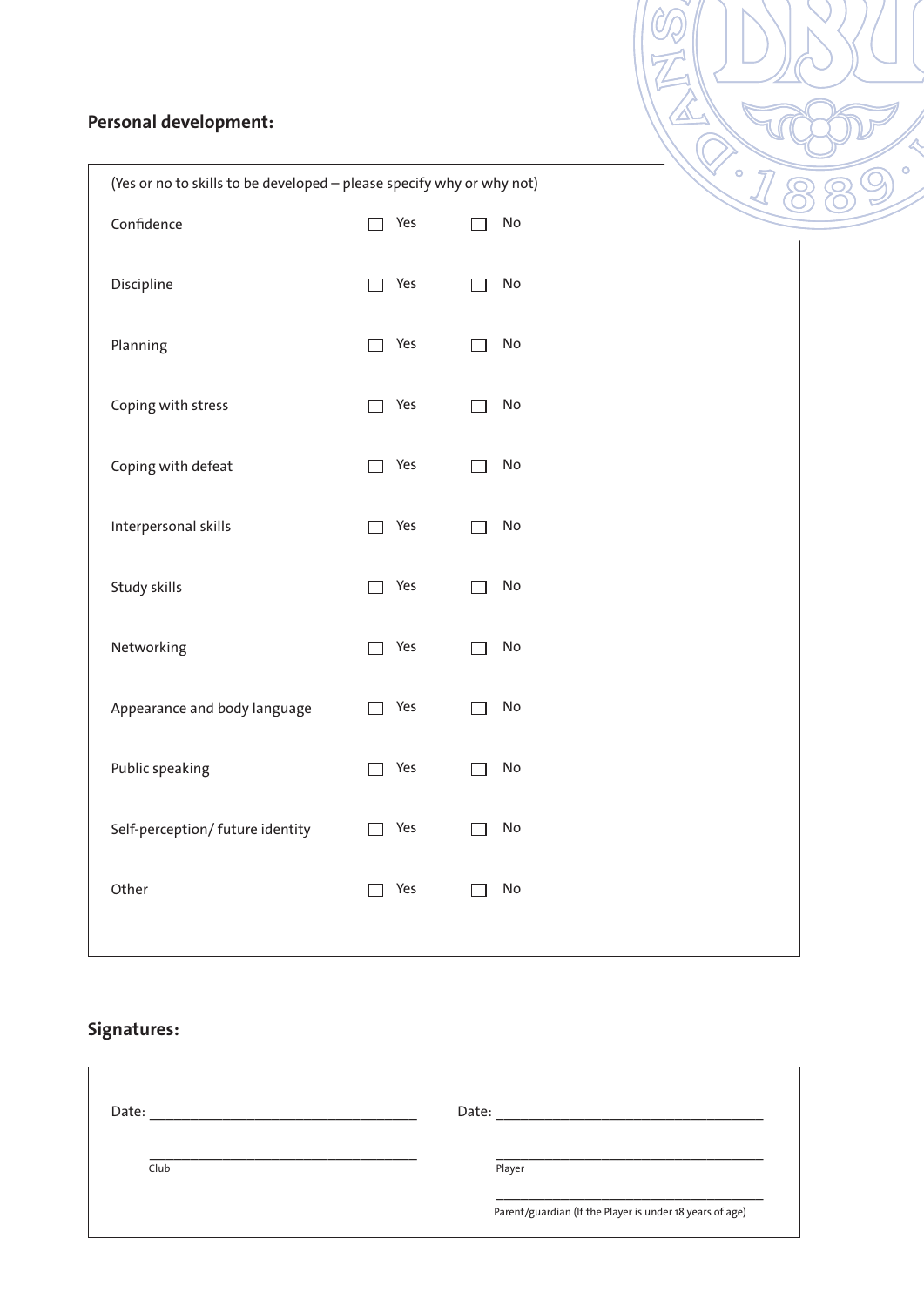## Personal development:

(Yes or no to skills to be developed – please specify why or why not)

| | | |
|---|---|---|
| Confidence | ☐ Yes | ☐ No |
| Discipline | ☐ Yes | ☐ No |
| Planning | ☐ Yes | ☐ No |
| Coping with stress | ☐ Yes | ☐ No |
| Coping with defeat | ☐ Yes | ☐ No |
| Interpersonal skills | ☐ Yes | ☐ No |
| Study skills | ☐ Yes | ☐ No |
| Networking | ☐ Yes | ☐ No |
| Appearance and body language | ☐ Yes | ☐ No |
| Public speaking | ☐ Yes | ☐ No |
| Self-perception/ future identity | ☐ Yes | ☐ No |
| Other | ☐ Yes | ☐ No |

## Signatures:

Date: ______________________________

______________________________
Club

Date: ______________________________

______________________________
Player

______________________________
Parent/guardian (If the Player is under 18 years of age)